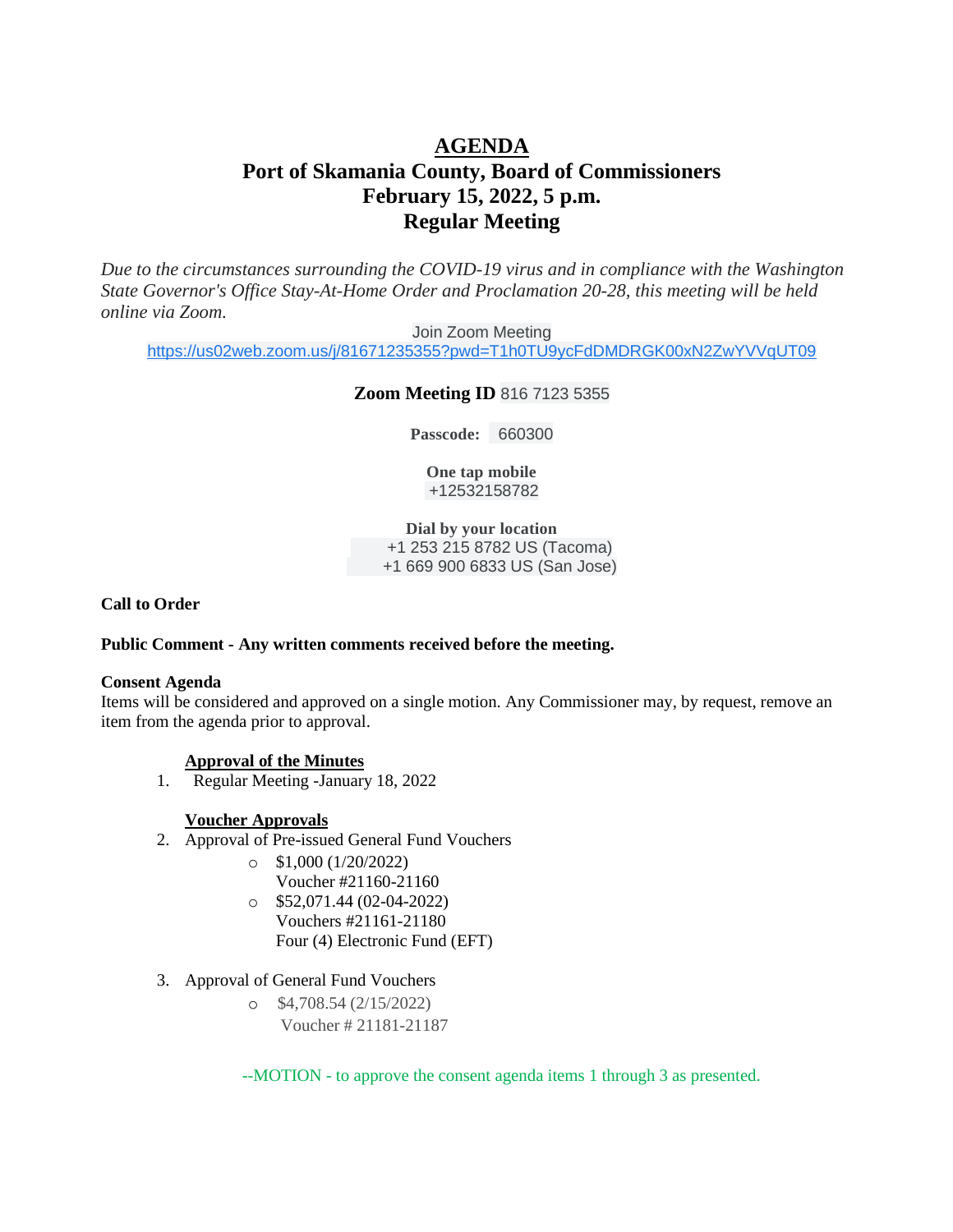# AGENDA

## Port of Skamania County, Board of Commissioners
## February 15, 2022, 5 p.m.
## Regular Meeting

*Due to the circumstances surrounding the COVID-19 virus and in compliance with the Washington State Governor's Office Stay-At-Home Order and Proclamation 20-28, this meeting will be held online via Zoom.*

Join Zoom Meeting
https://us02web.zoom.us/j/81671235355?pwd=T1h0TU9ycFdDMDRGK00xN2ZwYVVqUT09

**Zoom Meeting ID** 816 7123 5355

**Passcode:** 660300

**One tap mobile**
+12532158782

**Dial by your location**
+1 253 215 8782 US (Tacoma)
+1 669 900 6833 US (San Jose)

**Call to Order**

**Public Comment - Any written comments received before the meeting.**

**Consent Agenda**
Items will be considered and approved on a single motion. Any Commissioner may, by request, remove an item from the agenda prior to approval.

**Approval of the Minutes**

1. Regular Meeting -January 18, 2022

**Voucher Approvals**

2. Approval of Pre-issued General Fund Vouchers
   - $1,000 (1/20/2022)
     Voucher #21160-21160
   - $52,071.44 (02-04-2022)
     Vouchers #21161-21180
     Four (4) Electronic Fund (EFT)

3. Approval of General Fund Vouchers
   - $4,708.54 (2/15/2022)
     Voucher # 21181-21187

--MOTION - to approve the consent agenda items 1 through 3 as presented.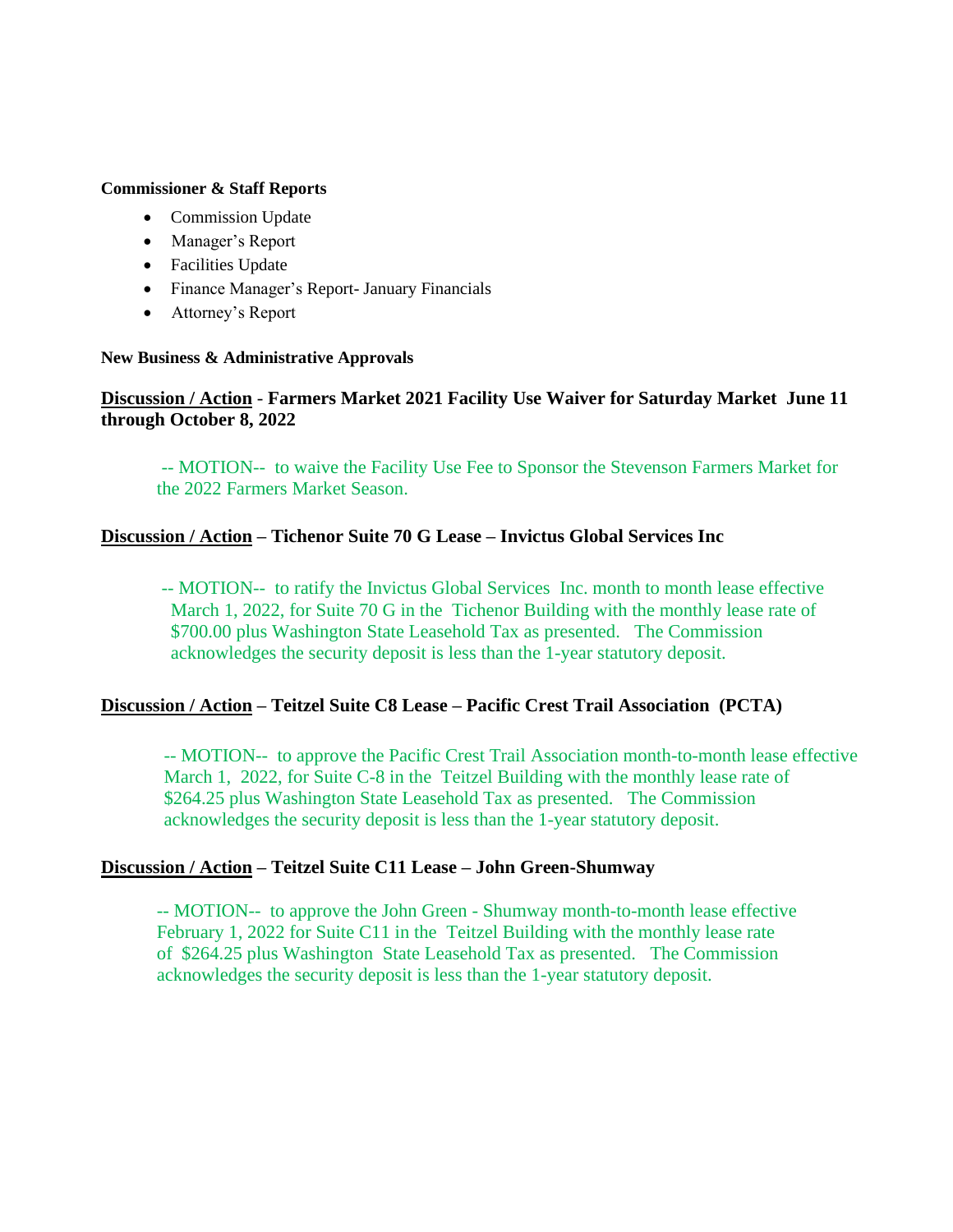**Commissioner & Staff Reports**

- Commission Update
- Manager's Report
- Facilities Update
- Finance Manager's Report- January Financials
- Attorney's Report

**New Business & Administrative Approvals**

**Discussion / Action - Farmers Market 2021 Facility Use Waiver for Saturday Market June 11 through October 8, 2022**

-- MOTION-- to waive the Facility Use Fee to Sponsor the Stevenson Farmers Market for the 2022 Farmers Market Season.

**Discussion / Action – Tichenor Suite 70 G Lease – Invictus Global Services Inc**

-- MOTION-- to ratify the Invictus Global Services Inc. month to month lease effective March 1, 2022, for Suite 70 G in the Tichenor Building with the monthly lease rate of $700.00 plus Washington State Leasehold Tax as presented. The Commission acknowledges the security deposit is less than the 1-year statutory deposit.

**Discussion / Action – Teitzel Suite C8 Lease – Pacific Crest Trail Association (PCTA)**

-- MOTION-- to approve the Pacific Crest Trail Association month-to-month lease effective March 1, 2022, for Suite C-8 in the Teitzel Building with the monthly lease rate of $264.25 plus Washington State Leasehold Tax as presented. The Commission acknowledges the security deposit is less than the 1-year statutory deposit.

**Discussion / Action – Teitzel Suite C11 Lease – John Green-Shumway**

-- MOTION-- to approve the John Green - Shumway month-to-month lease effective February 1, 2022 for Suite C11 in the Teitzel Building with the monthly lease rate of $264.25 plus Washington State Leasehold Tax as presented. The Commission acknowledges the security deposit is less than the 1-year statutory deposit.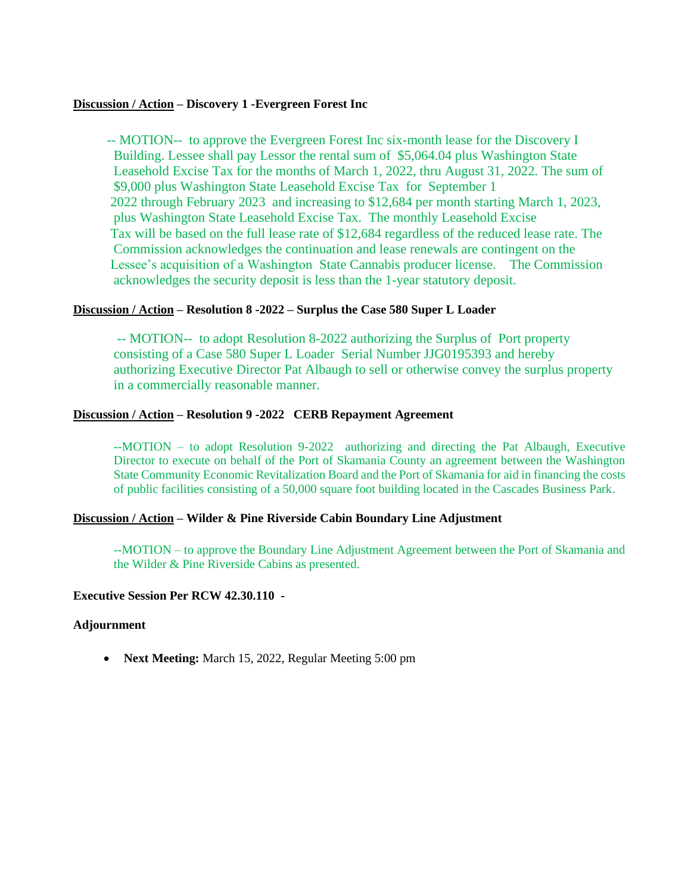**<u>Discussion / Action</u> – Discovery 1 -Evergreen Forest Inc**

-- MOTION-- to approve the Evergreen Forest Inc six-month lease for the Discovery I Building. Lessee shall pay Lessor the rental sum of $5,064.04 plus Washington State Leasehold Excise Tax for the months of March 1, 2022, thru August 31, 2022. The sum of $9,000 plus Washington State Leasehold Excise Tax for September 1 2022 through February 2023 and increasing to $12,684 per month starting March 1, 2023, plus Washington State Leasehold Excise Tax. The monthly Leasehold Excise Tax will be based on the full lease rate of $12,684 regardless of the reduced lease rate. The Commission acknowledges the continuation and lease renewals are contingent on the Lessee's acquisition of a Washington State Cannabis producer license. The Commission acknowledges the security deposit is less than the 1-year statutory deposit.

**<u>Discussion / Action</u> – Resolution 8 -2022 – Surplus the Case 580 Super L Loader**

-- MOTION-- to adopt Resolution 8-2022 authorizing the Surplus of Port property consisting of a Case 580 Super L Loader Serial Number JJG0195393 and hereby authorizing Executive Director Pat Albaugh to sell or otherwise convey the surplus property in a commercially reasonable manner.

**<u>Discussion / Action</u> – Resolution 9 -2022 CERB Repayment Agreement**

--MOTION – to adopt Resolution 9-2022 authorizing and directing the Pat Albaugh, Executive Director to execute on behalf of the Port of Skamania County an agreement between the Washington State Community Economic Revitalization Board and the Port of Skamania for aid in financing the costs of public facilities consisting of a 50,000 square foot building located in the Cascades Business Park.

**<u>Discussion / Action</u> – Wilder & Pine Riverside Cabin Boundary Line Adjustment**

--MOTION – to approve the Boundary Line Adjustment Agreement between the Port of Skamania and the Wilder & Pine Riverside Cabins as presented.

**Executive Session Per RCW 42.30.110 -**

**Adjournment**

- **Next Meeting:** March 15, 2022, Regular Meeting 5:00 pm